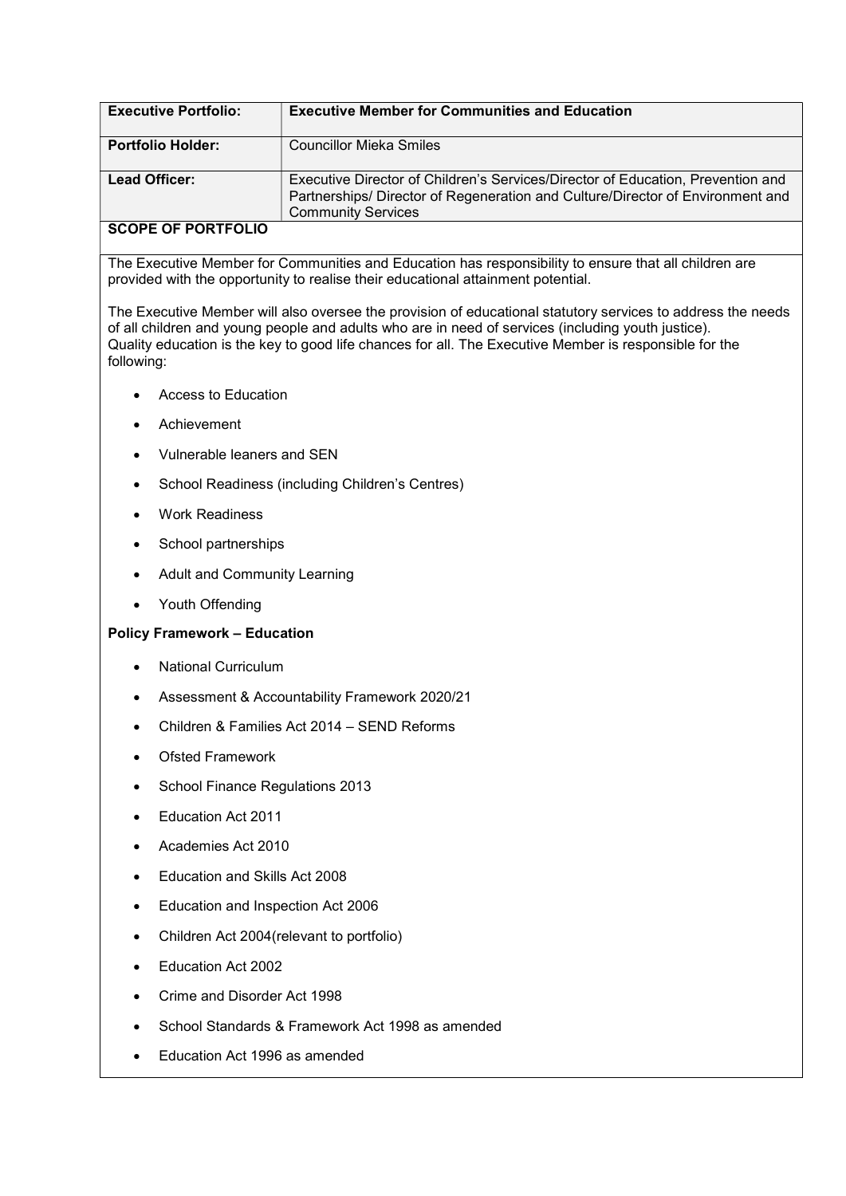| Executive Portfolio: | Executive Member for Communities and Education |
| --- | --- |
| Portfolio Holder: | Councillor Mieka Smiles |
| Lead Officer: | Executive Director of Children's Services/Director of Education, Prevention and Partnerships/ Director of Regeneration and Culture/Director of Environment and Community Services |

**SCOPE OF PORTFOLIO**

The Executive Member for Communities and Education has responsibility to ensure that all children are provided with the opportunity to realise their educational attainment potential.

The Executive Member will also oversee the provision of educational statutory services to address the needs of all children and young people and adults who are in need of services (including youth justice).
Quality education is the key to good life chances for all. The Executive Member is responsible for the following:

- Access to Education
- Achievement
- Vulnerable leaners and SEN
- School Readiness (including Children's Centres)
- Work Readiness
- School partnerships
- Adult and Community Learning
- Youth Offending

**Policy Framework – Education**

- National Curriculum
- Assessment & Accountability Framework 2020/21
- Children & Families Act 2014 – SEND Reforms
- Ofsted Framework
- School Finance Regulations 2013
- Education Act 2011
- Academies Act 2010
- Education and Skills Act 2008
- Education and Inspection Act 2006
- Children Act 2004(relevant to portfolio)
- Education Act 2002
- Crime and Disorder Act 1998
- School Standards & Framework Act 1998 as amended
- Education Act 1996 as amended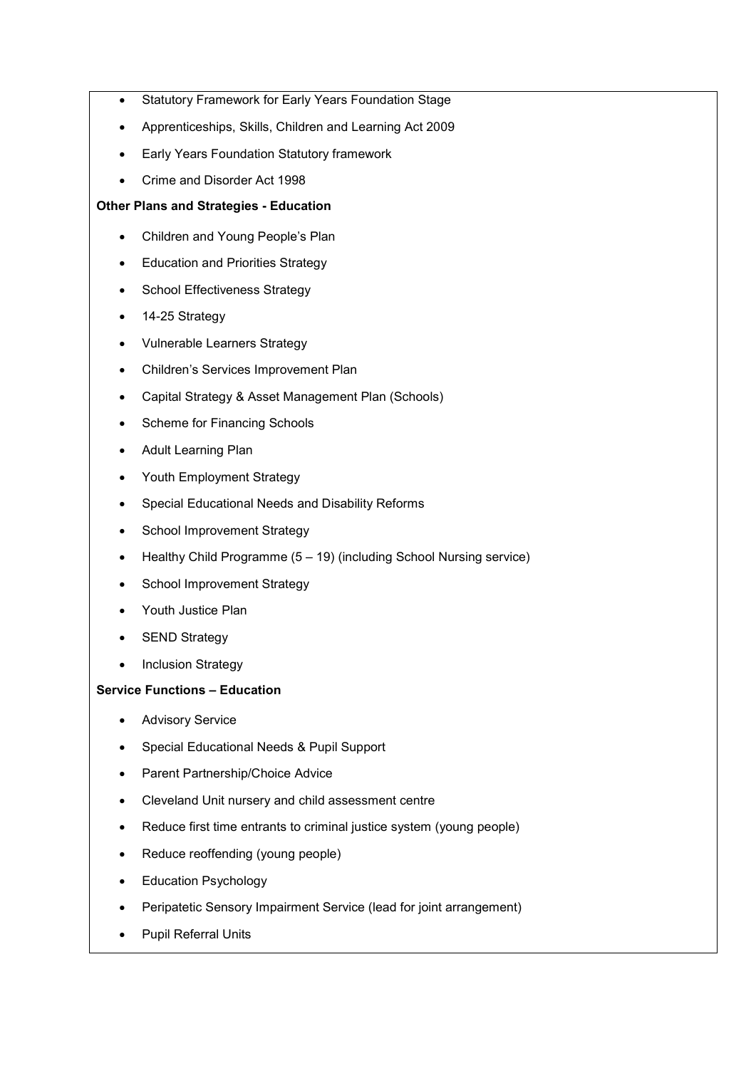- Statutory Framework for Early Years Foundation Stage
- Apprenticeships, Skills, Children and Learning Act 2009
- Early Years Foundation Statutory framework
- Crime and Disorder Act 1998

**Other Plans and Strategies - Education**

- Children and Young People's Plan
- Education and Priorities Strategy
- School Effectiveness Strategy
- 14-25 Strategy
- Vulnerable Learners Strategy
- Children's Services Improvement Plan
- Capital Strategy & Asset Management Plan (Schools)
- Scheme for Financing Schools
- Adult Learning Plan
- Youth Employment Strategy
- Special Educational Needs and Disability Reforms
- School Improvement Strategy
- Healthy Child Programme (5 – 19) (including School Nursing service)
- School Improvement Strategy
- Youth Justice Plan
- SEND Strategy
- Inclusion Strategy

**Service Functions – Education**

- Advisory Service
- Special Educational Needs & Pupil Support
- Parent Partnership/Choice Advice
- Cleveland Unit nursery and child assessment centre
- Reduce first time entrants to criminal justice system (young people)
- Reduce reoffending (young people)
- Education Psychology
- Peripatetic Sensory Impairment Service (lead for joint arrangement)
- Pupil Referral Units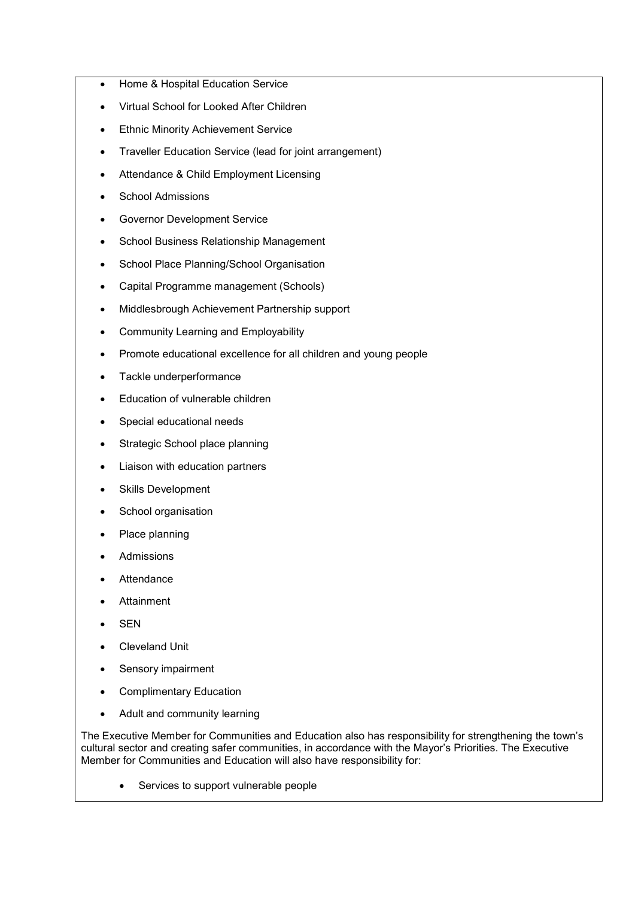- Home & Hospital Education Service
- Virtual School for Looked After Children
- Ethnic Minority Achievement Service
- Traveller Education Service (lead for joint arrangement)
- Attendance & Child Employment Licensing
- School Admissions
- Governor Development Service
- School Business Relationship Management
- School Place Planning/School Organisation
- Capital Programme management (Schools)
- Middlesbrough Achievement Partnership support
- Community Learning and Employability
- Promote educational excellence for all children and young people
- Tackle underperformance
- Education of vulnerable children
- Special educational needs
- Strategic School place planning
- Liaison with education partners
- Skills Development
- School organisation
- Place planning
- Admissions
- Attendance
- Attainment
- SEN
- Cleveland Unit
- Sensory impairment
- Complimentary Education
- Adult and community learning

The Executive Member for Communities and Education also has responsibility for strengthening the town's cultural sector and creating safer communities, in accordance with the Mayor's Priorities. The Executive Member for Communities and Education will also have responsibility for:

- Services to support vulnerable people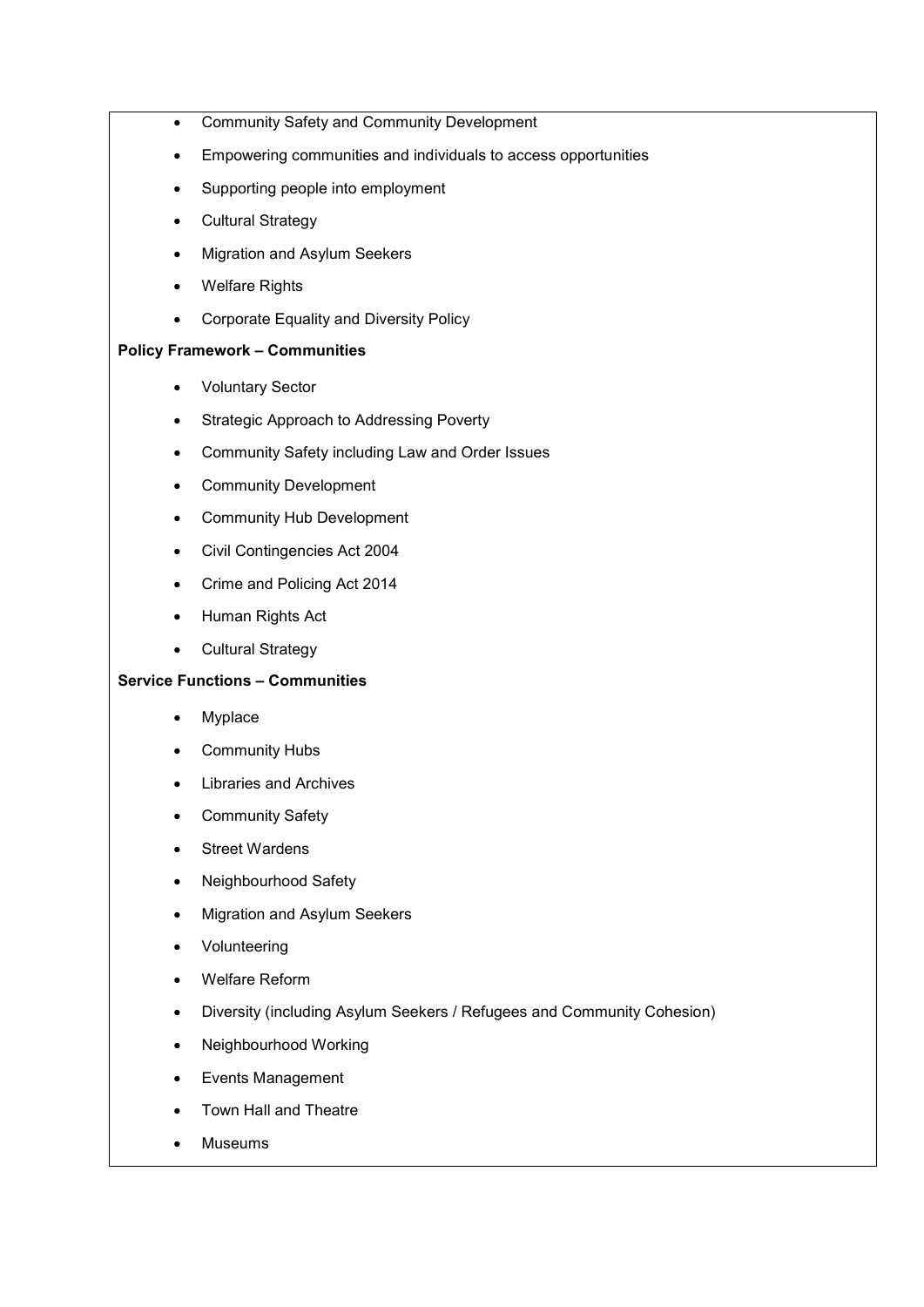- Community Safety and Community Development
- Empowering communities and individuals to access opportunities
- Supporting people into employment
- Cultural Strategy
- Migration and Asylum Seekers
- Welfare Rights
- Corporate Equality and Diversity Policy

**Policy Framework – Communities**

- Voluntary Sector
- Strategic Approach to Addressing Poverty
- Community Safety including Law and Order Issues
- Community Development
- Community Hub Development
- Civil Contingencies Act 2004
- Crime and Policing Act 2014
- Human Rights Act
- Cultural Strategy

**Service Functions – Communities**

- Myplace
- Community Hubs
- Libraries and Archives
- Community Safety
- Street Wardens
- Neighbourhood Safety
- Migration and Asylum Seekers
- Volunteering
- Welfare Reform
- Diversity (including Asylum Seekers / Refugees and Community Cohesion)
- Neighbourhood Working
- Events Management
- Town Hall and Theatre
- Museums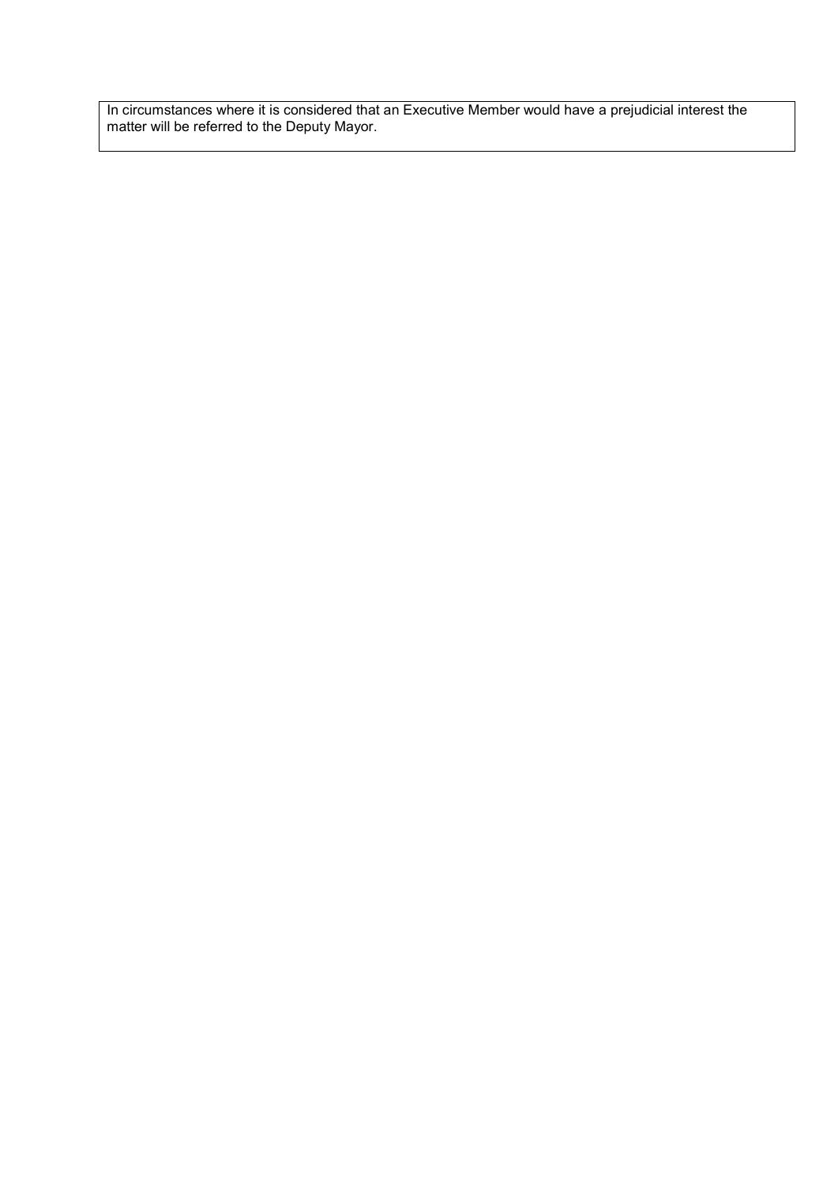| |
|---|
| In circumstances where it is considered that an Executive Member would have a prejudicial interest the matter will be referred to the Deputy Mayor. |